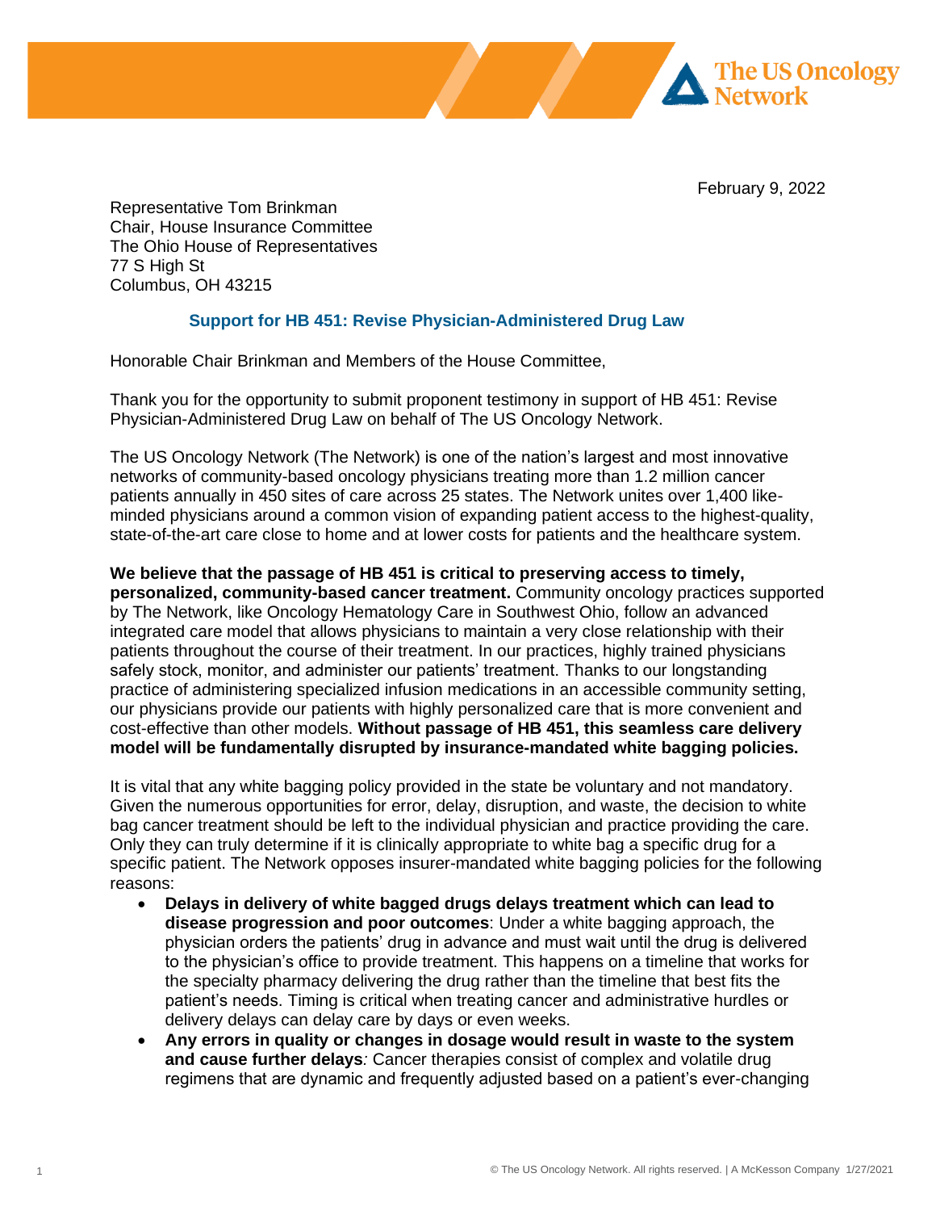February 9, 2022

Representative Tom Brinkman
Chair, House Insurance Committee
The Ohio House of Representatives
77 S High St
Columbus, OH 43215

## Support for HB 451: Revise Physician-Administered Drug Law

Honorable Chair Brinkman and Members of the House Committee,

Thank you for the opportunity to submit proponent testimony in support of HB 451: Revise Physician-Administered Drug Law on behalf of The US Oncology Network.

The US Oncology Network (The Network) is one of the nation's largest and most innovative networks of community-based oncology physicians treating more than 1.2 million cancer patients annually in 450 sites of care across 25 states. The Network unites over 1,400 like-minded physicians around a common vision of expanding patient access to the highest-quality, state-of-the-art care close to home and at lower costs for patients and the healthcare system.

**We believe that the passage of HB 451 is critical to preserving access to timely, personalized, community-based cancer treatment.** Community oncology practices supported by The Network, like Oncology Hematology Care in Southwest Ohio, follow an advanced integrated care model that allows physicians to maintain a very close relationship with their patients throughout the course of their treatment. In our practices, highly trained physicians safely stock, monitor, and administer our patients' treatment. Thanks to our longstanding practice of administering specialized infusion medications in an accessible community setting, our physicians provide our patients with highly personalized care that is more convenient and cost-effective than other models. **Without passage of HB 451, this seamless care delivery model will be fundamentally disrupted by insurance-mandated white bagging policies.**

It is vital that any white bagging policy provided in the state be voluntary and not mandatory. Given the numerous opportunities for error, delay, disruption, and waste, the decision to white bag cancer treatment should be left to the individual physician and practice providing the care. Only they can truly determine if it is clinically appropriate to white bag a specific drug for a specific patient. The Network opposes insurer-mandated white bagging policies for the following reasons:

- **Delays in delivery of white bagged drugs delays treatment which can lead to disease progression and poor outcomes**: Under a white bagging approach, the physician orders the patients' drug in advance and must wait until the drug is delivered to the physician's office to provide treatment. This happens on a timeline that works for the specialty pharmacy delivering the drug rather than the timeline that best fits the patient's needs. Timing is critical when treating cancer and administrative hurdles or delivery delays can delay care by days or even weeks.
- **Any errors in quality or changes in dosage would result in waste to the system and cause further delays***:* Cancer therapies consist of complex and volatile drug regimens that are dynamic and frequently adjusted based on a patient's ever-changing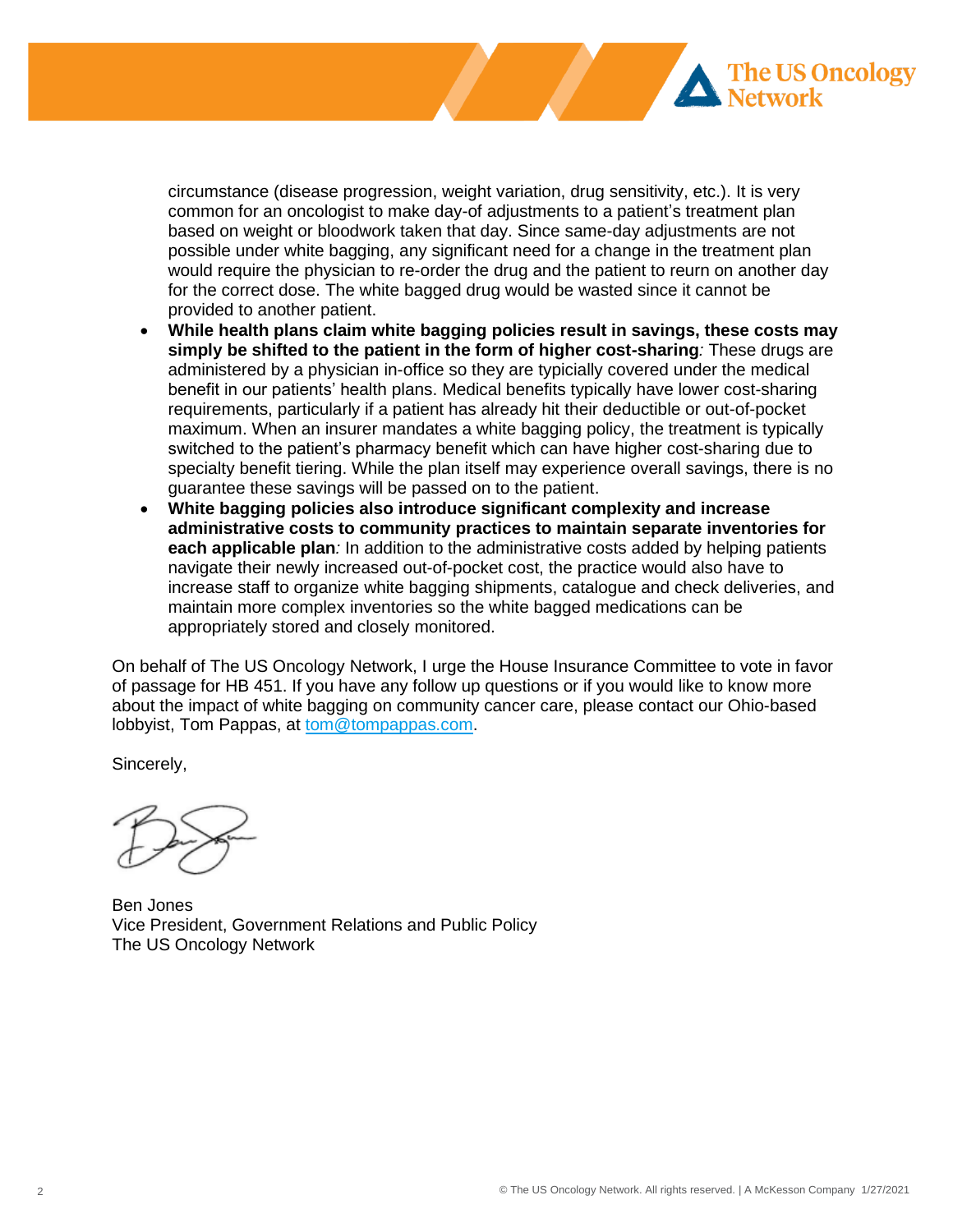circumstance (disease progression, weight variation, drug sensitivity, etc.). It is very common for an oncologist to make day-of adjustments to a patient's treatment plan based on weight or bloodwork taken that day. Since same-day adjustments are not possible under white bagging, any significant need for a change in the treatment plan would require the physician to re-order the drug and the patient to reurn on another day for the correct dose. The white bagged drug would be wasted since it cannot be provided to another patient.

- **While health plans claim white bagging policies result in savings, these costs may simply be shifted to the patient in the form of higher cost-sharing***:* These drugs are administered by a physician in-office so they are typically covered under the medical benefit in our patients' health plans. Medical benefits typically have lower cost-sharing requirements, particularly if a patient has already hit their deductible or out-of-pocket maximum. When an insurer mandates a white bagging policy, the treatment is typically switched to the patient's pharmacy benefit which can have higher cost-sharing due to specialty benefit tiering. While the plan itself may experience overall savings, there is no guarantee these savings will be passed on to the patient.
- **White bagging policies also introduce significant complexity and increase administrative costs to community practices to maintain separate inventories for each applicable plan***:* In addition to the administrative costs added by helping patients navigate their newly increased out-of-pocket cost, the practice would also have to increase staff to organize white bagging shipments, catalogue and check deliveries, and maintain more complex inventories so the white bagged medications can be appropriately stored and closely monitored.

On behalf of The US Oncology Network, I urge the House Insurance Committee to vote in favor of passage for HB 451. If you have any follow up questions or if you would like to know more about the impact of white bagging on community cancer care, please contact our Ohio-based lobbyist, Tom Pappas, at [tom@tompappas.com](mailto:tom@tompappas.com).

Sincerely,

Ben Jones
Vice President, Government Relations and Public Policy
The US Oncology Network